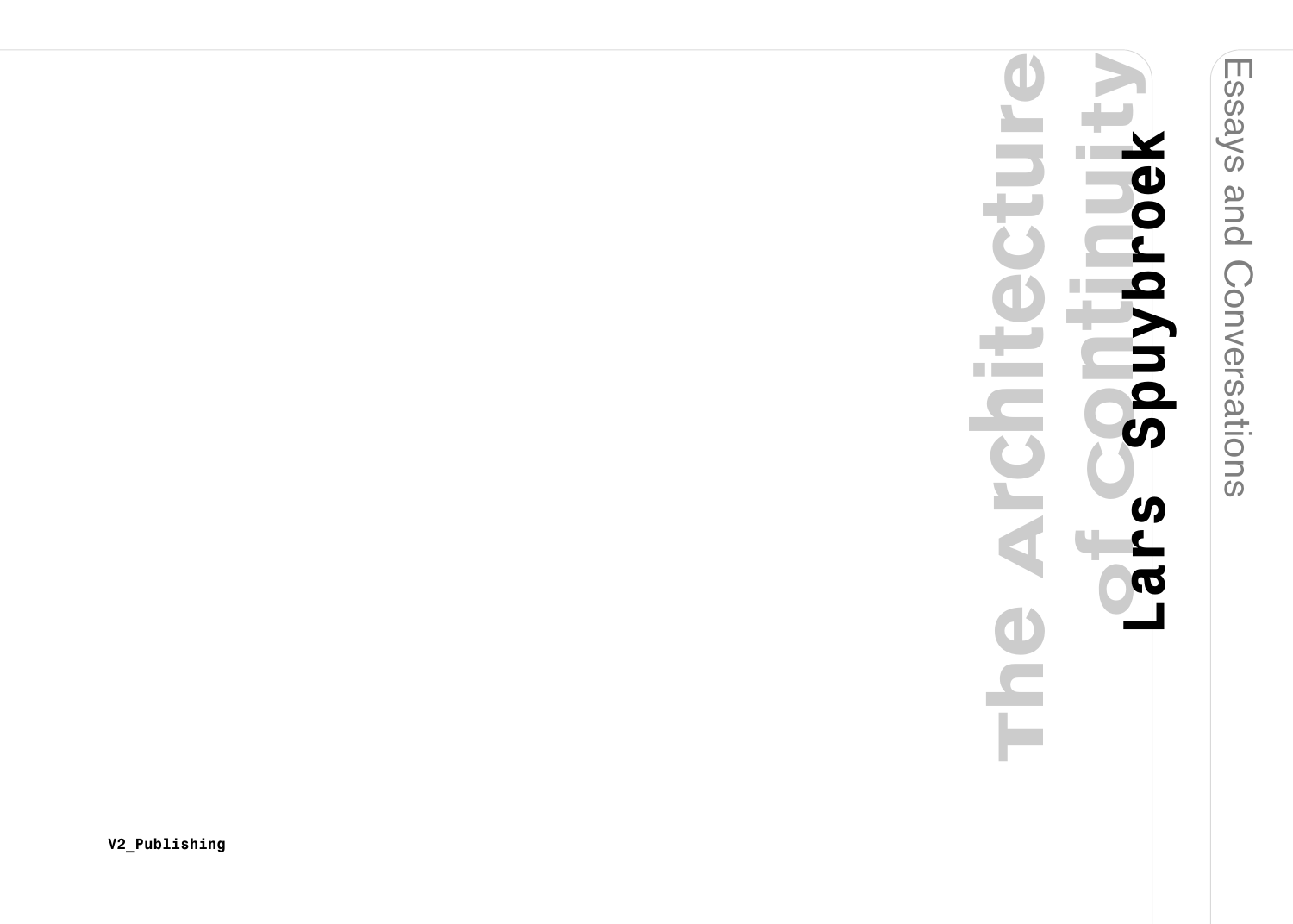# The Architecture of Continuity

## Lars Spuybroek

Essays and Conversations

V2_Publishing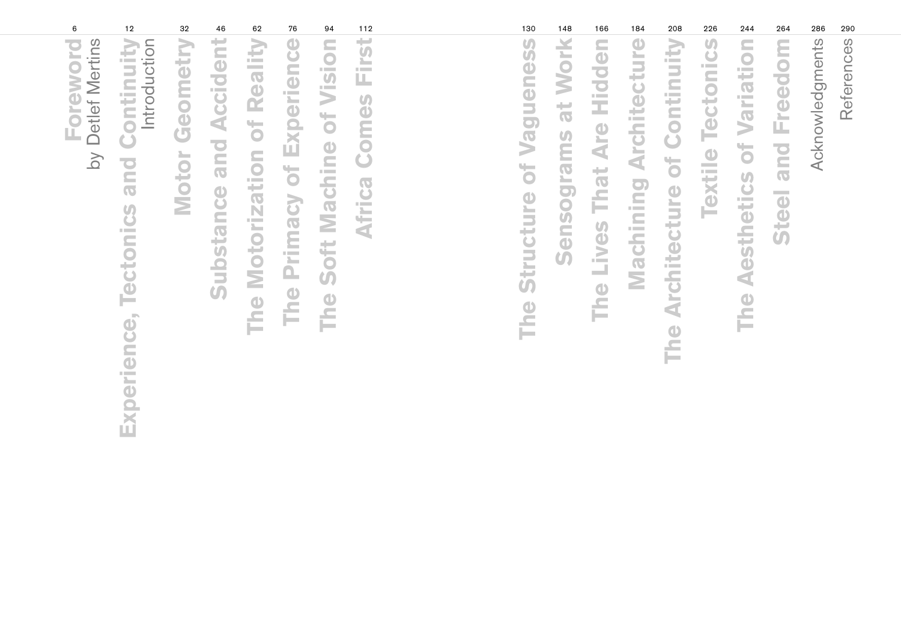# Contents

| Page | Title |
| --- | --- |
| 6 | **Foreword** by Detlef Mertins |
| 12 | **Experience, Tectonics and Continuity** Introduction |
| 32 | **Motor Geometry** |
| 46 | **Substance and Accident** |
| 62 | **The Motorization of Reality** |
| 76 | **The Primacy of Experience** |
| 94 | **The Soft Machine of Vision** |
| 112 | **Africa Comes First** |
| 130 | **The Structure of Vagueness** |
| 148 | **Sensograms at Work** |
| 166 | **The Lives That Are Hidden** |
| 184 | **Machining Architecture** |
| 208 | **The Architecture of Continuity** |
| 226 | **Textile Tectonics** |
| 244 | **The Aesthetics of Variation** |
| 264 | **Steel and Freedom** |
| 286 | Acknowledgments |
| 290 | References |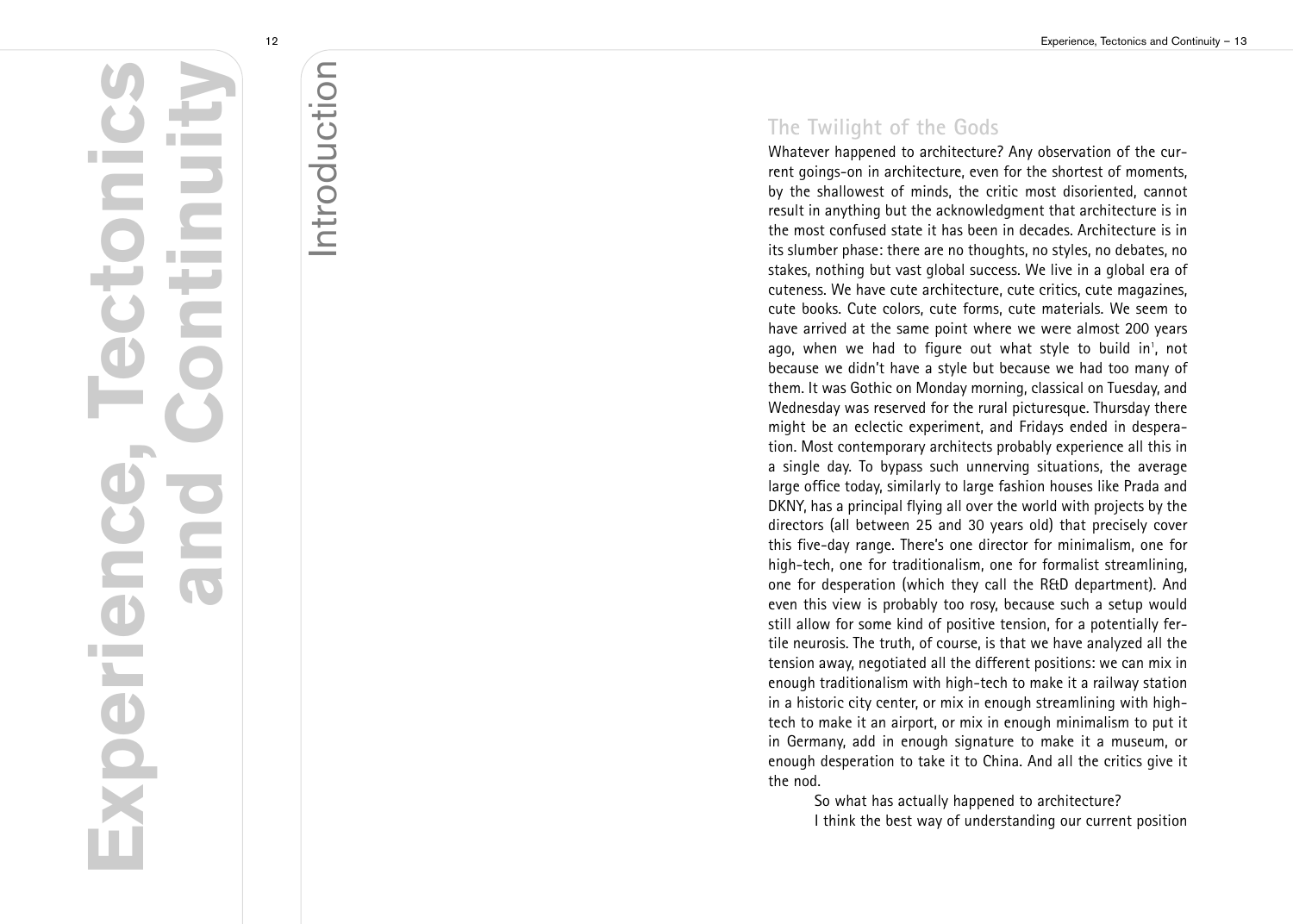# Experience, Tectonics and Continuity

## Introduction

### The Twilight of the Gods

Whatever happened to architecture? Any observation of the current goings-on in architecture, even for the shortest of moments, by the shallowest of minds, the critic most disoriented, cannot result in anything but the acknowledgment that architecture is in the most confused state it has been in decades. Architecture is in its slumber phase: there are no thoughts, no styles, no debates, no stakes, nothing but vast global success. We live in a global era of cuteness. We have cute architecture, cute critics, cute magazines, cute books. Cute colors, cute forms, cute materials. We seem to have arrived at the same point where we were almost 200 years ago, when we had to figure out what style to build in[1], not because we didn't have a style but because we had too many of them. It was Gothic on Monday morning, classical on Tuesday, and Wednesday was reserved for the rural picturesque. Thursday there might be an eclectic experiment, and Fridays ended in desperation. Most contemporary architects probably experience all this in a single day. To bypass such unnerving situations, the average large office today, similarly to large fashion houses like Prada and DKNY, has a principal flying all over the world with projects by the directors (all between 25 and 30 years old) that precisely cover this five-day range. There's one director for minimalism, one for high-tech, one for traditionalism, one for formalist streamlining, one for desperation (which they call the R&D department). And even this view is probably too rosy, because such a setup would still allow for some kind of positive tension, for a potentially fertile neurosis. The truth, of course, is that we have analyzed all the tension away, negotiated all the different positions: we can mix in enough traditionalism with high-tech to make it a railway station in a historic city center, or mix in enough streamlining with high-tech to make it an airport, or mix in enough minimalism to put it in Germany, add in enough signature to make it a museum, or enough desperation to take it to China. And all the critics give it the nod.

So what has actually happened to architecture?

I think the best way of understanding our current position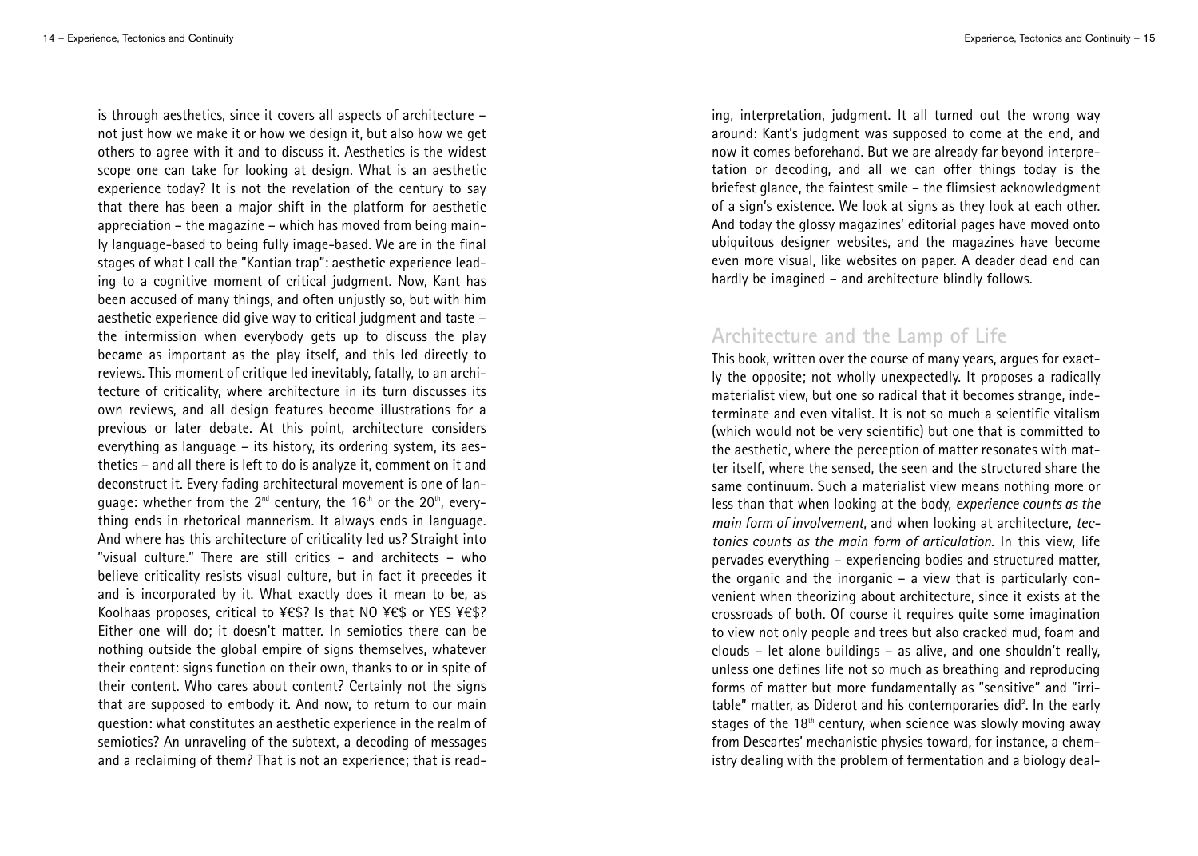is through aesthetics, since it covers all aspects of architecture – not just how we make it or how we design it, but also how we get others to agree with it and to discuss it. Aesthetics is the widest scope one can take for looking at design. What is an aesthetic experience today? It is not the revelation of the century to say that there has been a major shift in the platform for aesthetic appreciation – the magazine – which has moved from being mainly language-based to being fully image-based. We are in the final stages of what I call the "Kantian trap": aesthetic experience leading to a cognitive moment of critical judgment. Now, Kant has been accused of many things, and often unjustly so, but with him aesthetic experience did give way to critical judgment and taste – the intermission when everybody gets up to discuss the play became as important as the play itself, and this led directly to reviews. This moment of critique led inevitably, fatally, to an architecture of criticality, where architecture in its turn discusses its own reviews, and all design features become illustrations for a previous or later debate. At this point, architecture considers everything as language – its history, its ordering system, its aesthetics – and all there is left to do is analyze it, comment on it and deconstruct it. Every fading architectural movement is one of language: whether from the 2nd century, the 16th or the 20th, everything ends in rhetorical mannerism. It always ends in language. And where has this architecture of criticality led us? Straight into "visual culture." There are still critics – and architects – who believe criticality resists visual culture, but in fact it precedes it and is incorporated by it. What exactly does it mean to be, as Koolhaas proposes, critical to ¥€$? Is that NO ¥€$ or YES ¥€$? Either one will do; it doesn't matter. In semiotics there can be nothing outside the global empire of signs themselves, whatever their content: signs function on their own, thanks to or in spite of their content. Who cares about content? Certainly not the signs that are supposed to embody it. And now, to return to our main question: what constitutes an aesthetic experience in the realm of semiotics? An unraveling of the subtext, a decoding of messages and a reclaiming of them? That is not an experience; that is reading, interpretation, judgment. It all turned out the wrong way around: Kant's judgment was supposed to come at the end, and now it comes beforehand. But we are already far beyond interpretation or decoding, and all we can offer things today is the briefest glance, the faintest smile – the flimsiest acknowledgment of a sign's existence. We look at signs as they look at each other. And today the glossy magazines' editorial pages have moved onto ubiquitous designer websites, and the magazines have become even more visual, like websites on paper. A deader dead end can hardly be imagined – and architecture blindly follows.

## Architecture and the Lamp of Life

This book, written over the course of many years, argues for exactly the opposite; not wholly unexpectedly. It proposes a radically materialist view, but one so radical that it becomes strange, indeterminate and even vitalist. It is not so much a scientific vitalism (which would not be very scientific) but one that is committed to the aesthetic, where the perception of matter resonates with matter itself, where the sensed, the seen and the structured share the same continuum. Such a materialist view means nothing more or less than that when looking at the body, *experience counts as the main form of involvement*, and when looking at architecture, *tectonics counts as the main form of articulation*. In this view, life pervades everything – experiencing bodies and structured matter, the organic and the inorganic – a view that is particularly convenient when theorizing about architecture, since it exists at the crossroads of both. Of course it requires quite some imagination to view not only people and trees but also cracked mud, foam and clouds – let alone buildings – as alive, and one shouldn't really, unless one defines life not so much as breathing and reproducing forms of matter but more fundamentally as "sensitive" and "irritable" matter, as Diderot and his contemporaries did[2]. In the early stages of the 18th century, when science was slowly moving away from Descartes' mechanistic physics toward, for instance, a chemistry dealing with the problem of fermentation and a biology deal-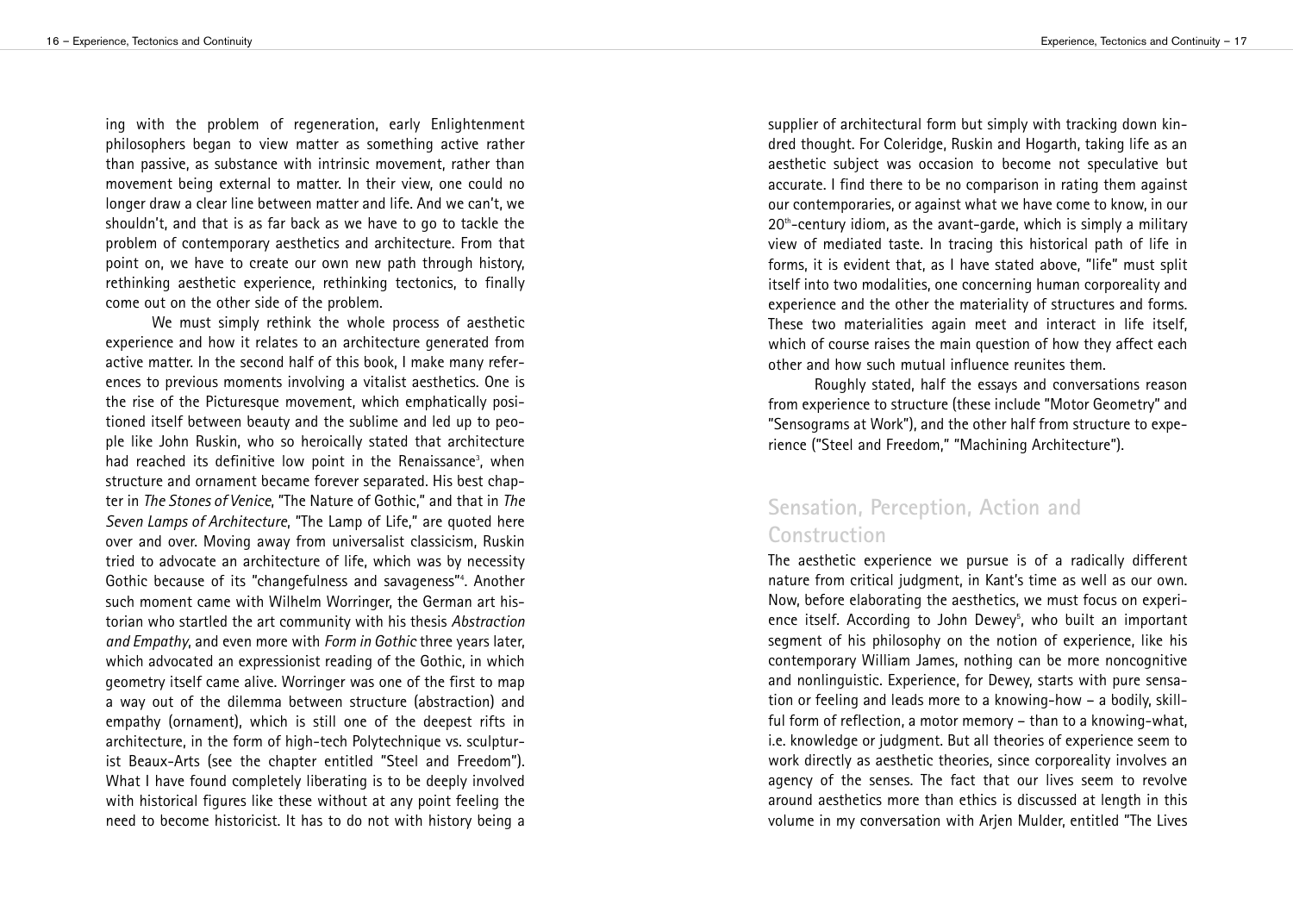ing with the problem of regeneration, early Enlightenment philosophers began to view matter as something active rather than passive, as substance with intrinsic movement, rather than movement being external to matter. In their view, one could no longer draw a clear line between matter and life. And we can't, we shouldn't, and that is as far back as we have to go to tackle the problem of contemporary aesthetics and architecture. From that point on, we have to create our own new path through history, rethinking aesthetic experience, rethinking tectonics, to finally come out on the other side of the problem.

We must simply rethink the whole process of aesthetic experience and how it relates to an architecture generated from active matter. In the second half of this book, I make many references to previous moments involving a vitalist aesthetics. One is the rise of the Picturesque movement, which emphatically positioned itself between beauty and the sublime and led up to people like John Ruskin, who so heroically stated that architecture had reached its definitive low point in the Renaissance[3], when structure and ornament became forever separated. His best chapter in *The Stones of Venice*, "The Nature of Gothic," and that in *The Seven Lamps of Architecture*, "The Lamp of Life," are quoted here over and over. Moving away from universalist classicism, Ruskin tried to advocate an architecture of life, which was by necessity Gothic because of its "changefulness and savageness"[4]. Another such moment came with Wilhelm Worringer, the German art historian who startled the art community with his thesis *Abstraction and Empathy*, and even more with *Form in Gothic* three years later, which advocated an expressionist reading of the Gothic, in which geometry itself came alive. Worringer was one of the first to map a way out of the dilemma between structure (abstraction) and empathy (ornament), which is still one of the deepest rifts in architecture, in the form of high-tech Polytechnique vs. sculpturist Beaux-Arts (see the chapter entitled "Steel and Freedom"). What I have found completely liberating is to be deeply involved with historical figures like these without at any point feeling the need to become historicist. It has to do not with history being a supplier of architectural form but simply with tracking down kindred thought. For Coleridge, Ruskin and Hogarth, taking life as an aesthetic subject was occasion to become not speculative but accurate. I find there to be no comparison in rating them against our contemporaries, or against what we have come to know, in our 20th-century idiom, as the avant-garde, which is simply a military view of mediated taste. In tracing this historical path of life in forms, it is evident that, as I have stated above, "life" must split itself into two modalities, one concerning human corporeality and experience and the other the materiality of structures and forms. These two materialities again meet and interact in life itself, which of course raises the main question of how they affect each other and how such mutual influence reunites them.

Roughly stated, half the essays and conversations reason from experience to structure (these include "Motor Geometry" and "Sensograms at Work"), and the other half from structure to experience ("Steel and Freedom," "Machining Architecture").

## Sensation, Perception, Action and Construction

The aesthetic experience we pursue is of a radically different nature from critical judgment, in Kant's time as well as our own. Now, before elaborating the aesthetics, we must focus on experience itself. According to John Dewey[5], who built an important segment of his philosophy on the notion of experience, like his contemporary William James, nothing can be more noncognitive and nonlinguistic. Experience, for Dewey, starts with pure sensation or feeling and leads more to a knowing-how – a bodily, skillful form of reflection, a motor memory – than to a knowing-what, i.e. knowledge or judgment. But all theories of experience seem to work directly as aesthetic theories, since corporeality involves an agency of the senses. The fact that our lives seem to revolve around aesthetics more than ethics is discussed at length in this volume in my conversation with Arjen Mulder, entitled "The Lives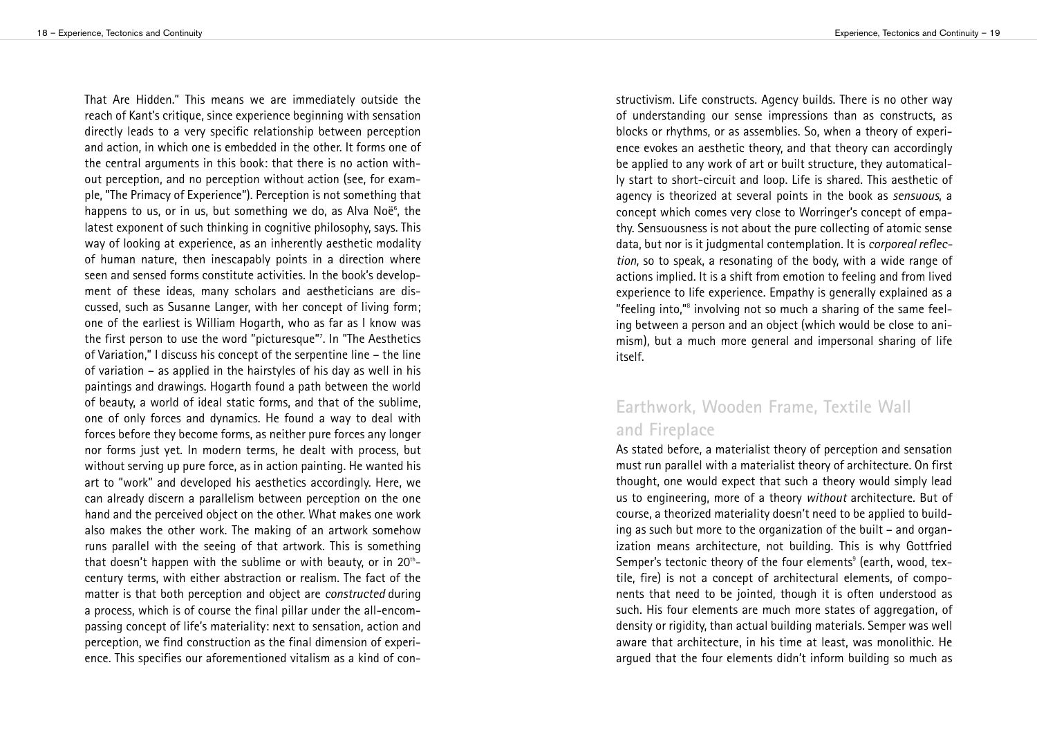That Are Hidden." This means we are immediately outside the reach of Kant's critique, since experience beginning with sensation directly leads to a very specific relationship between perception and action, in which one is embedded in the other. It forms one of the central arguments in this book: that there is no action without perception, and no perception without action (see, for example, "The Primacy of Experience"). Perception is not something that happens to us, or in us, but something we do, as Alva Noë[6], the latest exponent of such thinking in cognitive philosophy, says. This way of looking at experience, as an inherently aesthetic modality of human nature, then inescapably points in a direction where seen and sensed forms constitute activities. In the book's development of these ideas, many scholars and aestheticians are discussed, such as Susanne Langer, with her concept of living form; one of the earliest is William Hogarth, who as far as I know was the first person to use the word "picturesque"[7]. In "The Aesthetics of Variation," I discuss his concept of the serpentine line – the line of variation – as applied in the hairstyles of his day as well in his paintings and drawings. Hogarth found a path between the world of beauty, a world of ideal static forms, and that of the sublime, one of only forces and dynamics. He found a way to deal with forces before they become forms, as neither pure forces any longer nor forms just yet. In modern terms, he dealt with process, but without serving up pure force, as in action painting. He wanted his art to "work" and developed his aesthetics accordingly. Here, we can already discern a parallelism between perception on the one hand and the perceived object on the other. What makes one work also makes the other work. The making of an artwork somehow runs parallel with the seeing of that artwork. This is something that doesn't happen with the sublime or with beauty, or in 20th-century terms, with either abstraction or realism. The fact of the matter is that both perception and object are *constructed* during a process, which is of course the final pillar under the all-encompassing concept of life's materiality: next to sensation, action and perception, we find construction as the final dimension of experience. This specifies our aforementioned vitalism as a kind of constructivism. Life constructs. Agency builds. There is no other way of understanding our sense impressions than as constructs, as blocks or rhythms, or as assemblies. So, when a theory of experience evokes an aesthetic theory, and that theory can accordingly be applied to any work of art or built structure, they automatically start to short-circuit and loop. Life is shared. This aesthetic of agency is theorized at several points in the book as *sensuous*, a concept which comes very close to Worringer's concept of empathy. Sensuousness is not about the pure collecting of atomic sense data, but nor is it judgmental contemplation. It is *corporeal reflection*, so to speak, a resonating of the body, with a wide range of actions implied. It is a shift from emotion to feeling and from lived experience to life experience. Empathy is generally explained as a "feeling into,"[8] involving not so much a sharing of the same feeling between a person and an object (which would be close to animism), but a much more general and impersonal sharing of life itself.

## Earthwork, Wooden Frame, Textile Wall and Fireplace

As stated before, a materialist theory of perception and sensation must run parallel with a materialist theory of architecture. On first thought, one would expect that such a theory would simply lead us to engineering, more of a theory *without* architecture. But of course, a theorized materiality doesn't need to be applied to building as such but more to the organization of the built – and organization means architecture, not building. This is why Gottfried Semper's tectonic theory of the four elements[9] (earth, wood, textile, fire) is not a concept of architectural elements, of components that need to be jointed, though it is often understood as such. His four elements are much more states of aggregation, of density or rigidity, than actual building materials. Semper was well aware that architecture, in his time at least, was monolithic. He argued that the four elements didn't inform building so much as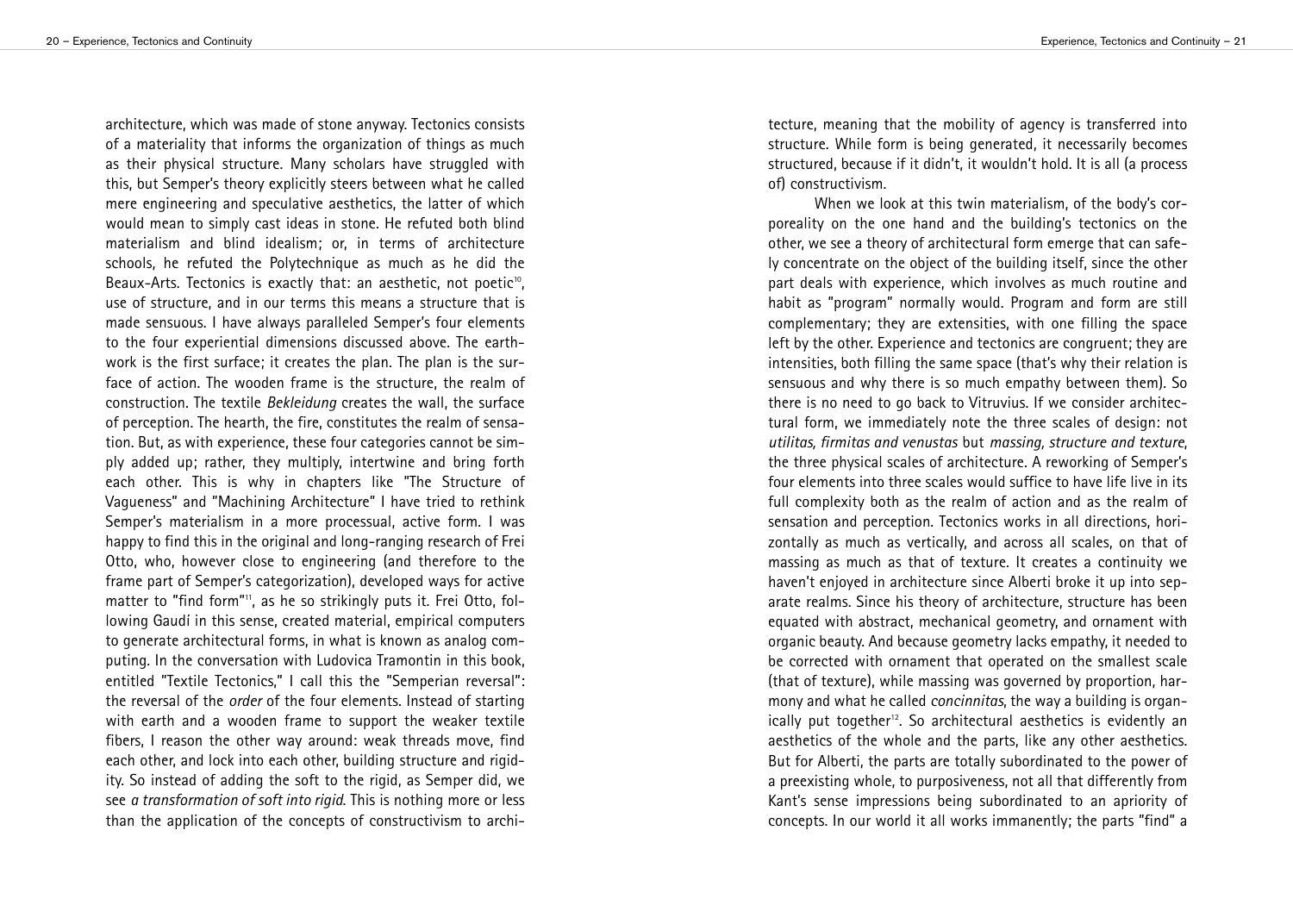architecture, which was made of stone anyway. Tectonics consists of a materiality that informs the organization of things as much as their physical structure. Many scholars have struggled with this, but Semper's theory explicitly steers between what he called mere engineering and speculative aesthetics, the latter of which would mean to simply cast ideas in stone. He refuted both blind materialism and blind idealism; or, in terms of architecture schools, he refuted the Polytechnique as much as he did the Beaux-Arts. Tectonics is exactly that: an aesthetic, not poetic[10], use of structure, and in our terms this means a structure that is made sensuous. I have always paralleled Semper's four elements to the four experiential dimensions discussed above. The earthwork is the first surface; it creates the plan. The plan is the surface of action. The wooden frame is the structure, the realm of construction. The textile *Bekleidung* creates the wall, the surface of perception. The hearth, the fire, constitutes the realm of sensation. But, as with experience, these four categories cannot be simply added up; rather, they multiply, intertwine and bring forth each other. This is why in chapters like "The Structure of Vagueness" and "Machining Architecture" I have tried to rethink Semper's materialism in a more processual, active form. I was happy to find this in the original and long-ranging research of Frei Otto, who, however close to engineering (and therefore to the frame part of Semper's categorization), developed ways for active matter to "find form"[11], as he so strikingly puts it. Frei Otto, following Gaudí in this sense, created material, empirical computers to generate architectural forms, in what is known as analog computing. In the conversation with Ludovica Tramontin in this book, entitled "Textile Tectonics," I call this the "Semperian reversal": the reversal of the *order* of the four elements. Instead of starting with earth and a wooden frame to support the weaker textile fibers, I reason the other way around: weak threads move, find each other, and lock into each other, building structure and rigidity. So instead of adding the soft to the rigid, as Semper did, we see *a transformation of soft into rigid*. This is nothing more or less than the application of the concepts of constructivism to architecture, meaning that the mobility of agency is transferred into structure. While form is being generated, it necessarily becomes structured, because if it didn't, it wouldn't hold. It is all (a process of) constructivism.

When we look at this twin materialism, of the body's corporeality on the one hand and the building's tectonics on the other, we see a theory of architectural form emerge that can safely concentrate on the object of the building itself, since the other part deals with experience, which involves as much routine and habit as "program" normally would. Program and form are still complementary; they are extensities, with one filling the space left by the other. Experience and tectonics are congruent; they are intensities, both filling the same space (that's why their relation is sensuous and why there is so much empathy between them). So there is no need to go back to Vitruvius. If we consider architectural form, we immediately note the three scales of design: not *utilitas, firmitas and venustas* but *massing, structure and texture*, the three physical scales of architecture. A reworking of Semper's four elements into three scales would suffice to have life live in its full complexity both as the realm of action and as the realm of sensation and perception. Tectonics works in all directions, horizontally as much as vertically, and across all scales, on that of massing as much as that of texture. It creates a continuity we haven't enjoyed in architecture since Alberti broke it up into separate realms. Since his theory of architecture, structure has been equated with abstract, mechanical geometry, and ornament with organic beauty. And because geometry lacks empathy, it needed to be corrected with ornament that operated on the smallest scale (that of texture), while massing was governed by proportion, harmony and what he called *concinnitas*, the way a building is organically put together[12]. So architectural aesthetics is evidently an aesthetics of the whole and the parts, like any other aesthetics. But for Alberti, the parts are totally subordinated to the power of a preexisting whole, to purposiveness, not all that differently from Kant's sense impressions being subordinated to an apriority of concepts. In our world it all works immanently; the parts "find" a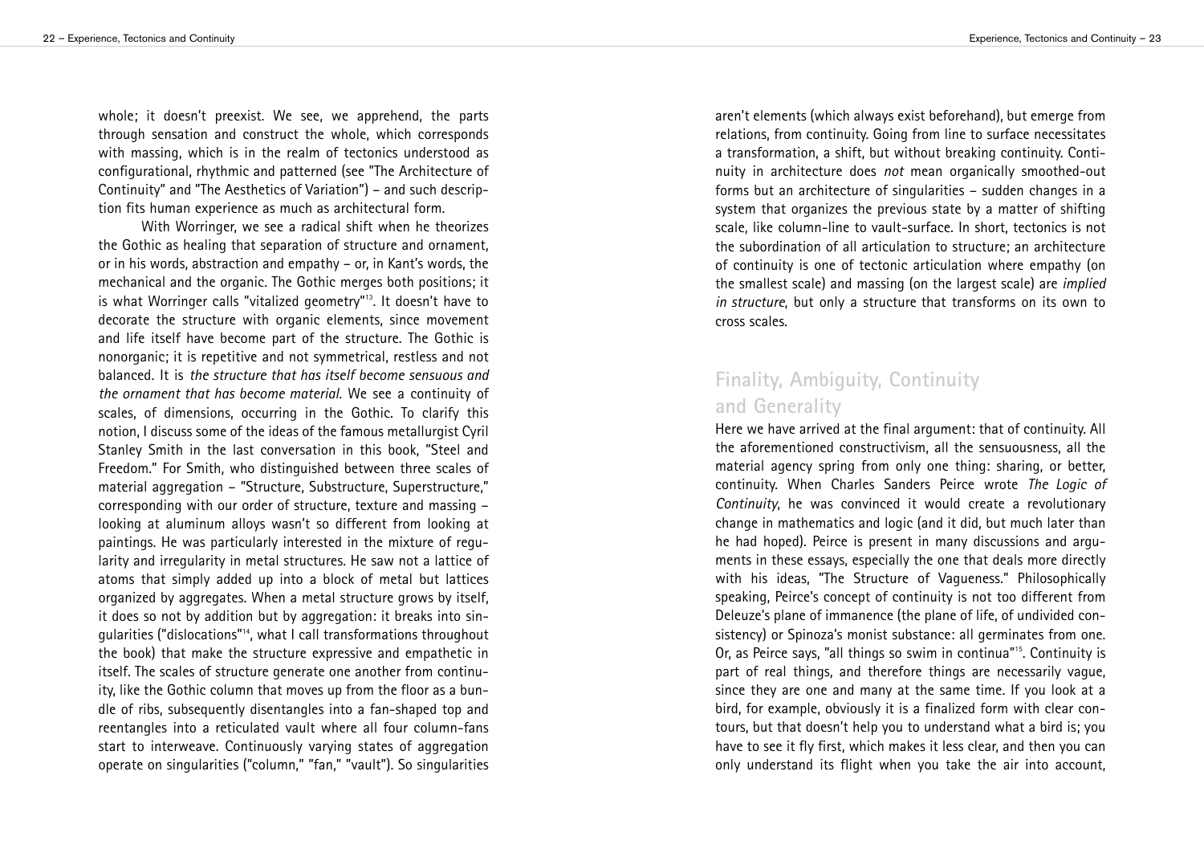whole; it doesn't preexist. We see, we apprehend, the parts through sensation and construct the whole, which corresponds with massing, which is in the realm of tectonics understood as configurational, rhythmic and patterned (see "The Architecture of Continuity" and "The Aesthetics of Variation") – and such description fits human experience as much as architectural form.

With Worringer, we see a radical shift when he theorizes the Gothic as healing that separation of structure and ornament, or in his words, abstraction and empathy – or, in Kant's words, the mechanical and the organic. The Gothic merges both positions; it is what Worringer calls "vitalized geometry"[13]. It doesn't have to decorate the structure with organic elements, since movement and life itself have become part of the structure. The Gothic is nonorganic; it is repetitive and not symmetrical, restless and not balanced. It is *the structure that has itself become sensuous and the ornament that has become material.* We see a continuity of scales, of dimensions, occurring in the Gothic. To clarify this notion, I discuss some of the ideas of the famous metallurgist Cyril Stanley Smith in the last conversation in this book, "Steel and Freedom." For Smith, who distinguished between three scales of material aggregation – "Structure, Substructure, Superstructure," corresponding with our order of structure, texture and massing – looking at aluminum alloys wasn't so different from looking at paintings. He was particularly interested in the mixture of regularity and irregularity in metal structures. He saw not a lattice of atoms that simply added up into a block of metal but lattices organized by aggregates. When a metal structure grows by itself, it does so not by addition but by aggregation: it breaks into singularities ("dislocations"[14], what I call transformations throughout the book) that make the structure expressive and empathetic in itself. The scales of structure generate one another from continuity, like the Gothic column that moves up from the floor as a bundle of ribs, subsequently disentangles into a fan-shaped top and reentangles into a reticulated vault where all four column-fans start to interweave. Continuously varying states of aggregation operate on singularities ("column," "fan," "vault"). So singularities aren't elements (which always exist beforehand), but emerge from relations, from continuity. Going from line to surface necessitates a transformation, a shift, but without breaking continuity. Continuity in architecture does *not* mean organically smoothed-out forms but an architecture of singularities – sudden changes in a system that organizes the previous state by a matter of shifting scale, like column-line to vault-surface. In short, tectonics is not the subordination of all articulation to structure; an architecture of continuity is one of tectonic articulation where empathy (on the smallest scale) and massing (on the largest scale) are *implied in structure*, but only a structure that transforms on its own to cross scales.

## Finality, Ambiguity, Continuity and Generality

Here we have arrived at the final argument: that of continuity. All the aforementioned constructivism, all the sensuousness, all the material agency spring from only one thing: sharing, or better, continuity. When Charles Sanders Peirce wrote *The Logic of Continuity*, he was convinced it would create a revolutionary change in mathematics and logic (and it did, but much later than he had hoped). Peirce is present in many discussions and arguments in these essays, especially the one that deals more directly with his ideas, "The Structure of Vagueness." Philosophically speaking, Peirce's concept of continuity is not too different from Deleuze's plane of immanence (the plane of life, of undivided consistency) or Spinoza's monist substance: all germinates from one. Or, as Peirce says, "all things so swim in continua"[15]. Continuity is part of real things, and therefore things are necessarily vague, since they are one and many at the same time. If you look at a bird, for example, obviously it is a finalized form with clear contours, but that doesn't help you to understand what a bird is; you have to see it fly first, which makes it less clear, and then you can only understand its flight when you take the air into account,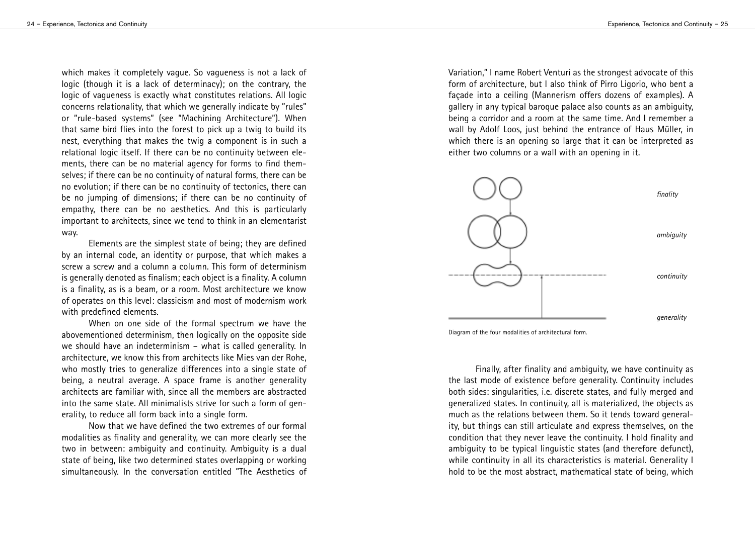which makes it completely vague. So vagueness is not a lack of logic (though it is a lack of determinacy); on the contrary, the logic of vagueness is exactly what constitutes relations. All logic concerns relationality, that which we generally indicate by "rules" or "rule-based systems" (see "Machining Architecture"). When that same bird flies into the forest to pick up a twig to build its nest, everything that makes the twig a component is in such a relational logic itself. If there can be no continuity between elements, there can be no material agency for forms to find themselves; if there can be no continuity of natural forms, there can be no evolution; if there can be no continuity of tectonics, there can be no jumping of dimensions; if there can be no continuity of empathy, there can be no aesthetics. And this is particularly important to architects, since we tend to think in an elementarist way.

Elements are the simplest state of being; they are defined by an internal code, an identity or purpose, that which makes a screw a screw and a column a column. This form of determinism is generally denoted as finalism; each object is a finality. A column is a finality, as is a beam, or a room. Most architecture we know of operates on this level: classicism and most of modernism work with predefined elements.

When on one side of the formal spectrum we have the abovementioned determinism, then logically on the opposite side we should have an indeterminism – what is called generality. In architecture, we know this from architects like Mies van der Rohe, who mostly tries to generalize differences into a single state of being, a neutral average. A space frame is another generality architects are familiar with, since all the members are abstracted into the same state. All minimalists strive for such a form of generality, to reduce all form back into a single form.

Now that we have defined the two extremes of our formal modalities as finality and generality, we can more clearly see the two in between: ambiguity and continuity. Ambiguity is a dual state of being, like two determined states overlapping or working simultaneously. In the conversation entitled "The Aesthetics of Variation," I name Robert Venturi as the strongest advocate of this form of architecture, but I also think of Pirro Ligorio, who bent a façade into a ceiling (Mannerism offers dozens of examples). A gallery in any typical baroque palace also counts as an ambiguity, being a corridor and a room at the same time. And I remember a wall by Adolf Loos, just behind the entrance of Haus Müller, in which there is an opening so large that it can be interpreted as either two columns or a wall with an opening in it.

*finality*

*ambiguity*

*continuity*

*generality*

Diagram of the four modalities of architectural form.

Finally, after finality and ambiguity, we have continuity as the last mode of existence before generality. Continuity includes both sides: singularities, i.e. discrete states, and fully merged and generalized states. In continuity, all is materialized, the objects as much as the relations between them. So it tends toward generality, but things can still articulate and express themselves, on the condition that they never leave the continuity. I hold finality and ambiguity to be typical linguistic states (and therefore defunct), while continuity in all its characteristics is material. Generality I hold to be the most abstract, mathematical state of being, which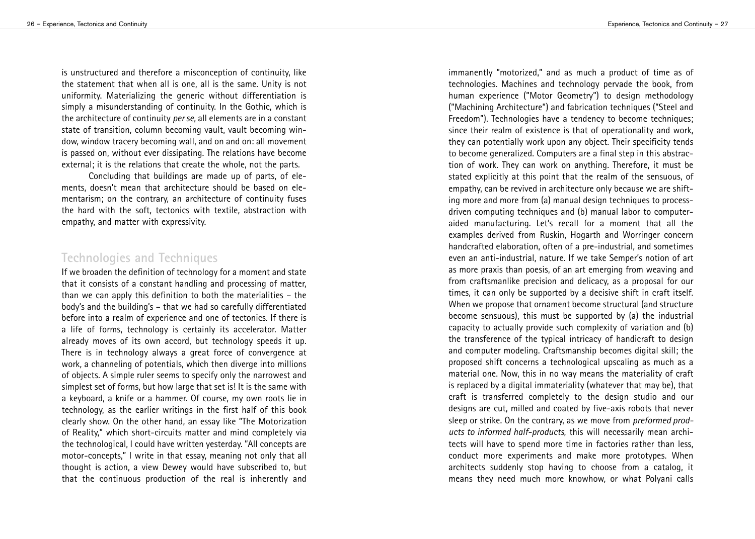is unstructured and therefore a misconception of continuity, like the statement that when all is one, all is the same. Unity is not uniformity. Materializing the generic without differentiation is simply a misunderstanding of continuity. In the Gothic, which is the architecture of continuity *per se*, all elements are in a constant state of transition, column becoming vault, vault becoming window, window tracery becoming wall, and on and on: all movement is passed on, without ever dissipating. The relations have become external; it is the relations that create the whole, not the parts.

Concluding that buildings are made up of parts, of elements, doesn't mean that architecture should be based on elementarism; on the contrary, an architecture of continuity fuses the hard with the soft, tectonics with textile, abstraction with empathy, and matter with expressivity.

## Technologies and Techniques

If we broaden the definition of technology for a moment and state that it consists of a constant handling and processing of matter, than we can apply this definition to both the materialities – the body's and the building's – that we had so carefully differentiated before into a realm of experience and one of tectonics. If there is a life of forms, technology is certainly its accelerator. Matter already moves of its own accord, but technology speeds it up. There is in technology always a great force of convergence at work, a channeling of potentials, which then diverge into millions of objects. A simple ruler seems to specify only the narrowest and simplest set of forms, but how large that set is! It is the same with a keyboard, a knife or a hammer. Of course, my own roots lie in technology, as the earlier writings in the first half of this book clearly show. On the other hand, an essay like "The Motorization of Reality," which short-circuits matter and mind completely via the technological, I could have written yesterday. "All concepts are motor-concepts," I write in that essay, meaning not only that all thought is action, a view Dewey would have subscribed to, but that the continuous production of the real is inherently and immanently "motorized," and as much a product of time as of technologies. Machines and technology pervade the book, from human experience ("Motor Geometry") to design methodology ("Machining Architecture") and fabrication techniques ("Steel and Freedom"). Technologies have a tendency to become techniques; since their realm of existence is that of operationality and work, they can potentially work upon any object. Their specificity tends to become generalized. Computers are a final step in this abstraction of work. They can work on anything. Therefore, it must be stated explicitly at this point that the realm of the sensuous, of empathy, can be revived in architecture only because we are shifting more and more from (a) manual design techniques to process-driven computing techniques and (b) manual labor to computer-aided manufacturing. Let's recall for a moment that all the examples derived from Ruskin, Hogarth and Worringer concern handcrafted elaboration, often of a pre-industrial, and sometimes even an anti-industrial, nature. If we take Semper's notion of art as more praxis than poesis, of an art emerging from weaving and from craftsmanlike precision and delicacy, as a proposal for our times, it can only be supported by a decisive shift in craft itself. When we propose that ornament become structural (and structure become sensuous), this must be supported by (a) the industrial capacity to actually provide such complexity of variation and (b) the transference of the typical intricacy of handicraft to design and computer modeling. Craftsmanship becomes digital skill; the proposed shift concerns a technological upscaling as much as a material one. Now, this in no way means the materiality of craft is replaced by a digital immateriality (whatever that may be), that craft is transferred completely to the design studio and our designs are cut, milled and coated by five-axis robots that never sleep or strike. On the contrary, as we move from *preformed products to informed half-products*, this will necessarily mean architects will have to spend more time in factories rather than less, conduct more experiments and make more prototypes. When architects suddenly stop having to choose from a catalog, it means they need much more knowhow, or what Polyani calls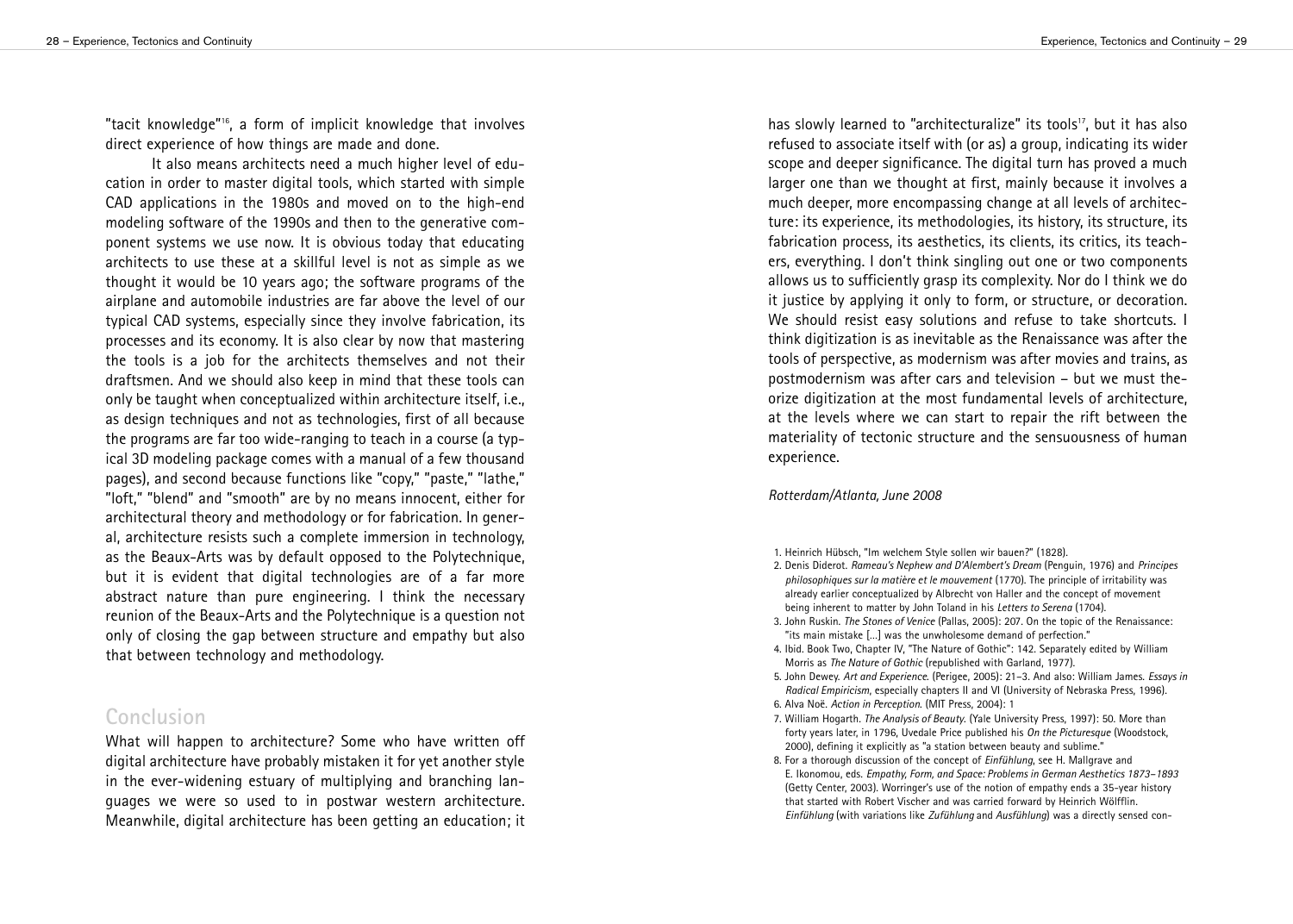"tacit knowledge"[16], a form of implicit knowledge that involves direct experience of how things are made and done.

It also means architects need a much higher level of education in order to master digital tools, which started with simple CAD applications in the 1980s and moved on to the high-end modeling software of the 1990s and then to the generative component systems we use now. It is obvious today that educating architects to use these at a skillful level is not as simple as we thought it would be 10 years ago; the software programs of the airplane and automobile industries are far above the level of our typical CAD systems, especially since they involve fabrication, its processes and its economy. It is also clear by now that mastering the tools is a job for the architects themselves and not their draftsmen. And we should also keep in mind that these tools can only be taught when conceptualized within architecture itself, i.e., as design techniques and not as technologies, first of all because the programs are far too wide-ranging to teach in a course (a typical 3D modeling package comes with a manual of a few thousand pages), and second because functions like "copy," "paste," "lathe," "loft," "blend" and "smooth" are by no means innocent, either for architectural theory and methodology or for fabrication. In general, architecture resists such a complete immersion in technology, as the Beaux-Arts was by default opposed to the Polytechnique, but it is evident that digital technologies are of a far more abstract nature than pure engineering. I think the necessary reunion of the Beaux-Arts and the Polytechnique is a question not only of closing the gap between structure and empathy but also that between technology and methodology.

## Conclusion

What will happen to architecture? Some who have written off digital architecture have probably mistaken it for yet another style in the ever-widening estuary of multiplying and branching languages we were so used to in postwar western architecture. Meanwhile, digital architecture has been getting an education; it has slowly learned to "architecturalize" its tools[17], but it has also refused to associate itself with (or as) a group, indicating its wider scope and deeper significance. The digital turn has proved a much larger one than we thought at first, mainly because it involves a much deeper, more encompassing change at all levels of architecture: its experience, its methodologies, its history, its structure, its fabrication process, its aesthetics, its clients, its critics, its teachers, everything. I don't think singling out one or two components allows us to sufficiently grasp its complexity. Nor do I think we do it justice by applying it only to form, or structure, or decoration. We should resist easy solutions and refuse to take shortcuts. I think digitization is as inevitable as the Renaissance was after the tools of perspective, as modernism was after movies and trains, as postmodernism was after cars and television – but we must theorize digitization at the most fundamental levels of architecture, at the levels where we can start to repair the rift between the materiality of tectonic structure and the sensuousness of human experience.

*Rotterdam/Atlanta, June 2008*

1. Heinrich Hübsch, "Im welchem Style sollen wir bauen?" (1828).
2. Denis Diderot. *Rameau's Nephew and D'Alembert's Dream* (Penguin, 1976) and *Principes philosophiques sur la matière et le mouvement* (1770). The principle of irritability was already earlier conceptualized by Albrecht von Haller and the concept of movement being inherent to matter by John Toland in his *Letters to Serena* (1704).
3. John Ruskin. *The Stones of Venice* (Pallas, 2005): 207. On the topic of the Renaissance: "its main mistake [...] was the unwholesome demand of perfection."
4. Ibid. Book Two, Chapter IV, "The Nature of Gothic": 142. Separately edited by William Morris as *The Nature of Gothic* (republished with Garland, 1977).
5. John Dewey. *Art and Experience*. (Perigee, 2005): 21–3. And also: William James. *Essays in Radical Empiricism*, especially chapters II and VI (University of Nebraska Press, 1996).
6. Alva Noë. *Action in Perception*. (MIT Press, 2004): 1
7. William Hogarth. *The Analysis of Beauty*. (Yale University Press, 1997): 50. More than forty years later, in 1796, Uvedale Price published his *On the Picturesque* (Woodstock, 2000), defining it explicitly as "a station between beauty and sublime."
8. For a thorough discussion of the concept of *Einfühlung*, see H. Mallgrave and E. Ikonomou, eds. *Empathy, Form, and Space: Problems in German Aesthetics 1873–1893* (Getty Center, 2003). Worringer's use of the notion of empathy ends a 35-year history that started with Robert Vischer and was carried forward by Heinrich Wölfflin. *Einfühlung* (with variations like *Zufühlung* and *Ausfühlung*) was a directly sensed con-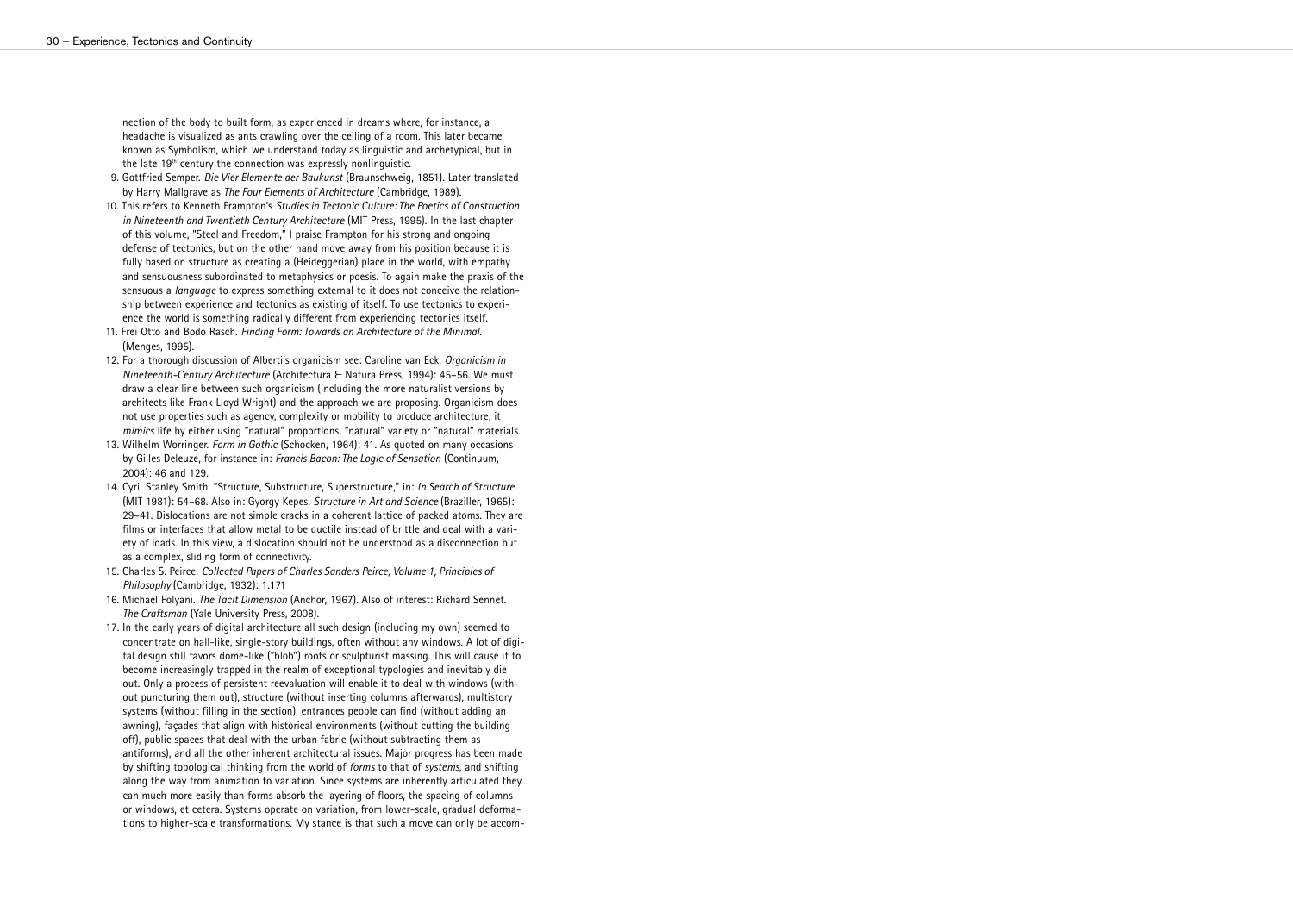nection of the body to built form, as experienced in dreams where, for instance, a headache is visualized as ants crawling over the ceiling of a room. This later became known as Symbolism, which we understand today as linguistic and archetypical, but in the late 19[th] century the connection was expressly nonlinguistic.

9. Gottfried Semper. *Die Vier Elemente der Baukunst* (Braunschweig, 1851). Later translated by Harry Mallgrave as *The Four Elements of Architecture* (Cambridge, 1989).
10. This refers to Kenneth Frampton's *Studies in Tectonic Culture: The Poetics of Construction in Nineteenth and Twentieth Century Architecture* (MIT Press, 1995). In the last chapter of this volume, "Steel and Freedom," I praise Frampton for his strong and ongoing defense of tectonics, but on the other hand move away from his position because it is fully based on structure as creating a (Heideggerian) place in the world, with empathy and sensuousness subordinated to metaphysics or poesis. To again make the praxis of the sensuous a *language* to express something external to it does not conceive the relationship between experience and tectonics as existing of itself. To use tectonics to experience the world is something radically different from experiencing tectonics itself.
11. Frei Otto and Bodo Rasch. *Finding Form: Towards an Architecture of the Minimal.* (Menges, 1995).
12. For a thorough discussion of Alberti's organicism see: Caroline van Eck, *Organicism in Nineteenth-Century Architecture* (Architectura & Natura Press, 1994): 45–56. We must draw a clear line between such organicism (including the more naturalist versions by architects like Frank Lloyd Wright) and the approach we are proposing. Organicism does not use properties such as agency, complexity or mobility to produce architecture, it *mimics* life by either using "natural" proportions, "natural" variety or "natural" materials.
13. Wilhelm Worringer. *Form in Gothic* (Schocken, 1964): 41. As quoted on many occasions by Gilles Deleuze, for instance in: *Francis Bacon: The Logic of Sensation* (Continuum, 2004): 46 and 129.
14. Cyril Stanley Smith. "Structure, Substructure, Superstructure," in: *In Search of Structure.* (MIT 1981): 54–68. Also in: Gyorgy Kepes. *Structure in Art and Science* (Braziller, 1965): 29–41. Dislocations are not simple cracks in a coherent lattice of packed atoms. They are films or interfaces that allow metal to be ductile instead of brittle and deal with a variety of loads. In this view, a dislocation should not be understood as a disconnection but as a complex, sliding form of connectivity.
15. Charles S. Peirce. *Collected Papers of Charles Sanders Peirce, Volume 1, Principles of Philosophy* (Cambridge, 1932): 1.171
16. Michael Polyani. *The Tacit Dimension* (Anchor, 1967). Also of interest: Richard Sennet. *The Craftsman* (Yale University Press, 2008).
17. In the early years of digital architecture all such design (including my own) seemed to concentrate on hall-like, single-story buildings, often without any windows. A lot of digital design still favors dome-like ("blob") roofs or sculpturist massing. This will cause it to become increasingly trapped in the realm of exceptional typologies and inevitably die out. Only a process of persistent reevaluation will enable it to deal with windows (without puncturing them out), structure (without inserting columns afterwards), multistory systems (without filling in the section), entrances people can find (without adding an awning), façades that align with historical environments (without cutting the building off), public spaces that deal with the urban fabric (without subtracting them as antiforms), and all the other inherent architectural issues. Major progress has been made by shifting topological thinking from the world of *forms* to that of *systems*, and shifting along the way from animation to variation. Since systems are inherently articulated they can much more easily than forms absorb the layering of floors, the spacing of columns or windows, et cetera. Systems operate on variation, from lower-scale, gradual deformations to higher-scale transformations. My stance is that such a move can only be accom-